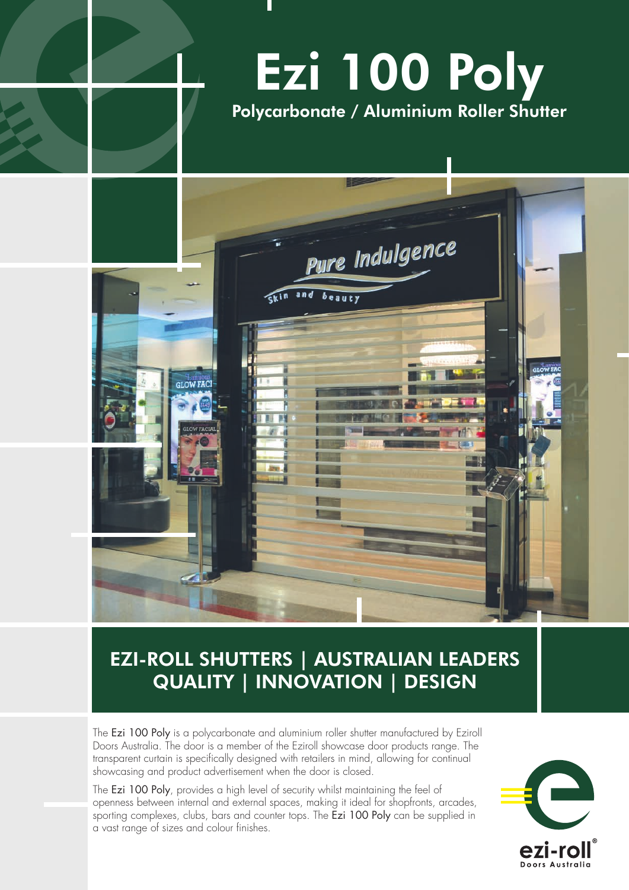# Ezi 100 Poly

## Polycarbonate / Aluminium Roller Shutter

## EZI-ROLL SHUTTERS | AUSTRALIAN LEADERS QUALITY | INNOVATION | DESIGN

The Ezi 100 Poly is a polycarbonate and aluminium roller shutter manufactured by Eziroll Doors Australia. The door is a member of the Eziroll showcase door products range. The transparent curtain is specifically designed with retailers in mind, allowing for continual showcasing and product advertisement when the door is closed.

The Ezi 100 Poly, provides a high level of security whilst maintaining the feel of openness between internal and external spaces, making it ideal for shopfronts, arcades, sporting complexes, clubs, bars and counter tops. The Ezi 100 Poly can be supplied in a vast range of sizes and colour finishes.

ezi-roll®
Doors Australia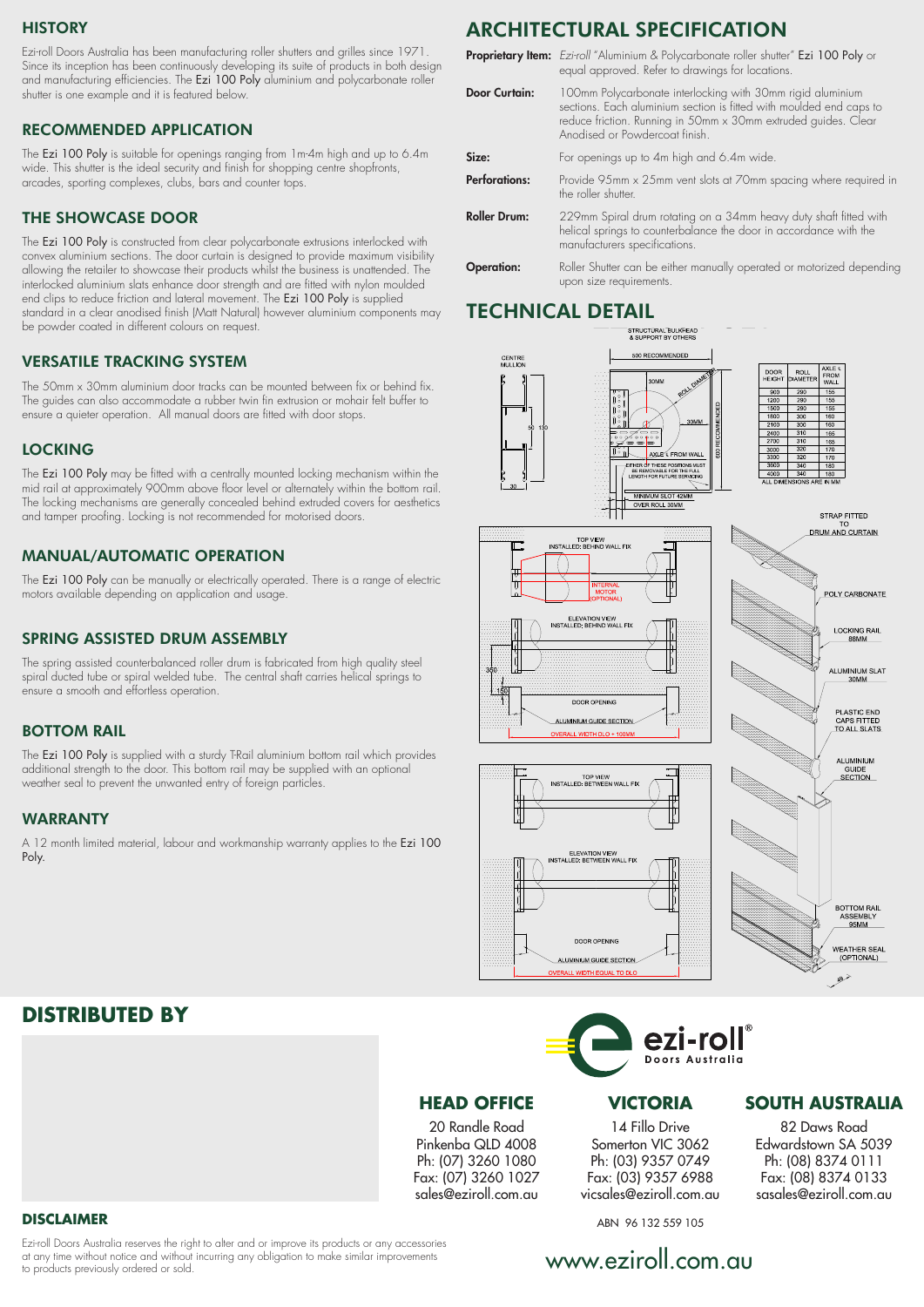## HISTORY

Ezi-roll Doors Australia has been manufacturing roller shutters and grilles since 1971. Since its inception has been continuously developing its suite of products in both design and manufacturing efficiencies. The Ezi 100 Poly aluminium and polycarbonate roller shutter is one example and it is featured below.

## RECOMMENDED APPLICATION

The Ezi 100 Poly is suitable for openings ranging from 1m-4m high and up to 6.4m wide. This shutter is the ideal security and finish for shopping centre shopfronts, arcades, sporting complexes, clubs, bars and counter tops.

## THE SHOWCASE DOOR

The Ezi 100 Poly is constructed from clear polycarbonate extrusions interlocked with convex aluminium sections. The door curtain is designed to provide maximum visibility allowing the retailer to showcase their products whilst the business is unattended. The interlocked aluminium slats enhance door strength and are fitted with nylon moulded end clips to reduce friction and lateral movement. The Ezi 100 Poly is supplied standard in a clear anodised finish (Matt Natural) however aluminium components may be powder coated in different colours on request.

## VERSATILE TRACKING SYSTEM

The 50mm x 30mm aluminium door tracks can be mounted between fix or behind fix. The guides can also accommodate a rubber twin fin extrusion or mohair felt buffer to ensure a quieter operation. All manual doors are fitted with door stops.

## LOCKING

The Ezi 100 Poly may be fitted with a centrally mounted locking mechanism within the mid rail at approximately 900mm above floor level or alternately within the bottom rail. The locking mechanisms are generally concealed behind extruded covers for aesthetics and tamper proofing. Locking is not recommended for motorised doors.

## MANUAL/AUTOMATIC OPERATION

The Ezi 100 Poly can be manually or electrically operated. There is a range of electric motors available depending on application and usage.

## SPRING ASSISTED DRUM ASSEMBLY

The spring assisted counterbalanced roller drum is fabricated from high quality steel spiral ducted tube or spiral welded tube. The central shaft carries helical springs to ensure a smooth and effortless operation.

## BOTTOM RAIL

The Ezi 100 Poly is supplied with a sturdy T-Rail aluminium bottom rail which provides additional strength to the door. This bottom rail may be supplied with an optional weather seal to prevent the unwanted entry of foreign particles.

## WARRANTY

A 12 month limited material, labour and workmanship warranty applies to the Ezi 100 Poly.

## ARCHITECTURAL SPECIFICATION

**Proprietary Item:** *Ezi-roll* "Aluminium & Polycarbonate roller shutter" Ezi 100 Poly or equal approved. Refer to drawings for locations.

**Door Curtain:** 100mm Polycarbonate interlocking with 30mm rigid aluminium sections. Each aluminium section is fitted with moulded end caps to reduce friction. Running in 50mm x 30mm extruded guides. Clear Anodised or Powdercoat finish.

**Size:** For openings up to 4m high and 6.4m wide.

**Perforations:** Provide 95mm x 25mm vent slots at 70mm spacing where required in the roller shutter.

**Roller Drum:** 229mm Spiral drum rotating on a 34mm heavy duty shaft fitted with helical springs to counterbalance the door in accordance with the manufacturers specifications.

**Operation:** Roller Shutter can be either manually operated or motorized depending upon size requirements.

## TECHNICAL DETAIL

STRUCTURAL BULKHEAD & SUPPORT BY OTHERS

500 RECOMMENDED

CENTRE MULLION

30MM

ROLL DIAMETER

30MM

50 130

30

AXLE ℄ FROM WALL

EITHER OF THESE POSITIONS MUST BE REMOVABLE FOR THE FULL LENGTH FOR FUTURE SERVICING

MINIMUM SLOT 42MM OVER ROLL 30MM

600 RECOMMENDED

| DOOR HEIGHT | ROLL DIAMETER | AXLE ℄ FROM WALL |
|---|---|---|
| 900 | 290 | 155 |
| 1200 | 290 | 155 |
| 1500 | 290 | 155 |
| 1800 | 300 | 160 |
| 2100 | 300 | 160 |
| 2400 | 310 | 165 |
| 2700 | 310 | 165 |
| 3000 | 320 | 170 |
| 3300 | 320 | 170 |
| 3600 | 340 | 180 |
| 4000 | 340 | 180 |

ALL DIMENSIONS ARE IN MM

TOP VIEW
INSTALLED: BEHIND WALL FIX

INTERNAL MOTOR (OPTIONAL)

ELEVATION VIEW
INSTALLED: BEHIND WALL FIX

350

150

DOOR OPENING

ALUMINIUM GUIDE SECTION

OVERALL WIDTH DLO + 100MM

TOP VIEW
INSTALLED: BETWEEN WALL FIX

ELEVATION VIEW
INSTALLED: BETWEEN WALL FIX

DOOR OPENING

ALUMINIUM GUIDE SECTION

OVERALL WIDTH EQUAL TO DLO

STRAP FITTED TO DRUM AND CURTAIN

POLY CARBONATE

LOCKING RAIL 88MM

ALUMINIUM SLAT 30MM

PLASTIC END CAPS FITTED TO ALL SLATS

ALUMINIUM GUIDE SECTION

BOTTOM RAIL ASSEMBLY 95MM

WEATHER SEAL (OPTIONAL)

## DISTRIBUTED BY

ezi-roll® Doors Australia

### HEAD OFFICE

20 Randle Road
Pinkenba QLD 4008
Ph: (07) 3260 1080
Fax: (07) 3260 1027
sales@eziroll.com.au

### VICTORIA

14 Fillo Drive
Somerton VIC 3062
Ph: (03) 9357 0749
Fax: (03) 9357 6988
vicsales@eziroll.com.au

### SOUTH AUSTRALIA

82 Daws Road
Edwardstown SA 5039
Ph: (08) 8374 0111
Fax: (08) 8374 0133
sasales@eziroll.com.au

ABN 96 132 559 105

## DISCLAIMER

Ezi-roll Doors Australia reserves the right to alter and or improve its products or any accessories at any time without notice and without incurring any obligation to make similar improvements to products previously ordered or sold.

www.eziroll.com.au